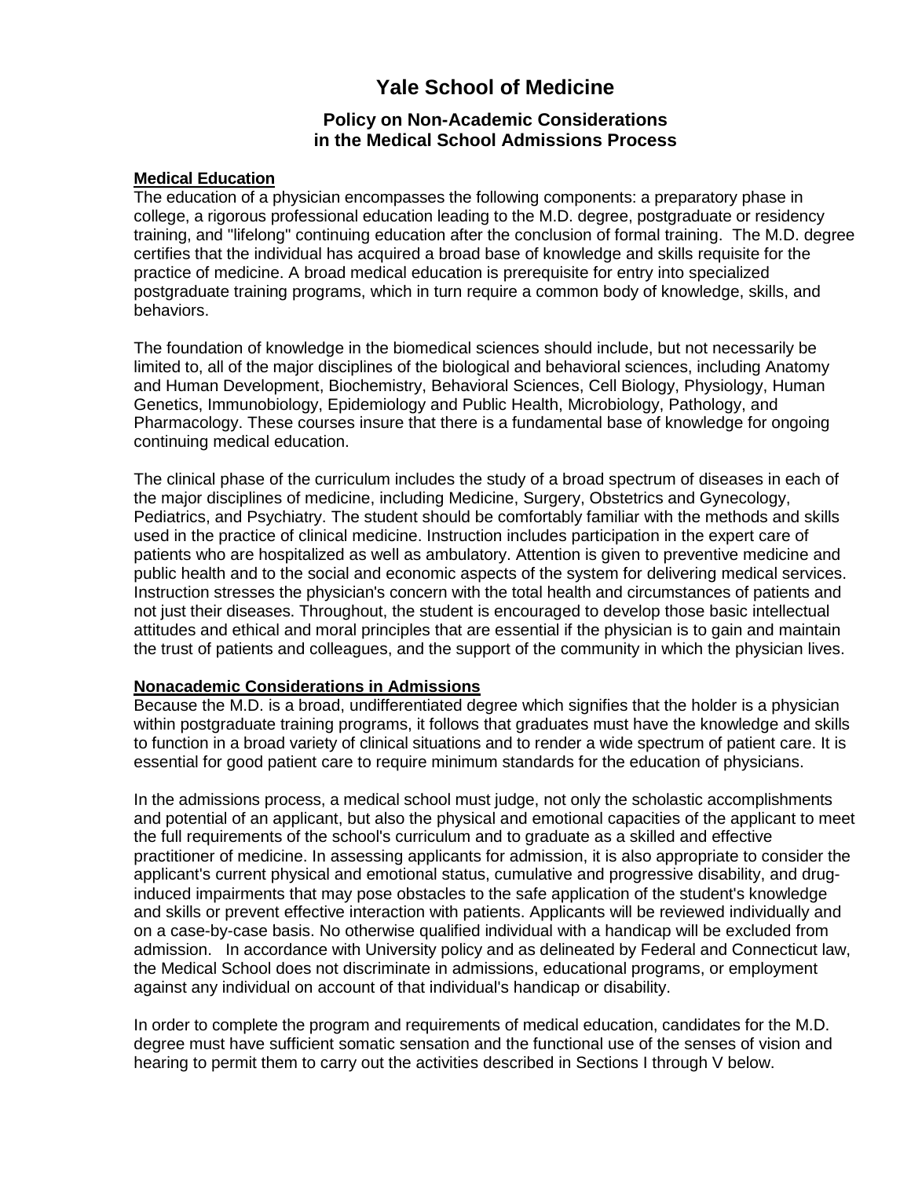# Yale School of Medicine

## Policy on Non-Academic Considerations in the Medical School Admissions Process

**Medical Education**

The education of a physician encompasses the following components: a preparatory phase in college, a rigorous professional education leading to the M.D. degree, postgraduate or residency training, and "lifelong" continuing education after the conclusion of formal training. The M.D. degree certifies that the individual has acquired a broad base of knowledge and skills requisite for the practice of medicine. A broad medical education is prerequisite for entry into specialized postgraduate training programs, which in turn require a common body of knowledge, skills, and behaviors.

The foundation of knowledge in the biomedical sciences should include, but not necessarily be limited to, all of the major disciplines of the biological and behavioral sciences, including Anatomy and Human Development, Biochemistry, Behavioral Sciences, Cell Biology, Physiology, Human Genetics, Immunobiology, Epidemiology and Public Health, Microbiology, Pathology, and Pharmacology. These courses insure that there is a fundamental base of knowledge for ongoing continuing medical education.

The clinical phase of the curriculum includes the study of a broad spectrum of diseases in each of the major disciplines of medicine, including Medicine, Surgery, Obstetrics and Gynecology, Pediatrics, and Psychiatry. The student should be comfortably familiar with the methods and skills used in the practice of clinical medicine. Instruction includes participation in the expert care of patients who are hospitalized as well as ambulatory. Attention is given to preventive medicine and public health and to the social and economic aspects of the system for delivering medical services. Instruction stresses the physician's concern with the total health and circumstances of patients and not just their diseases. Throughout, the student is encouraged to develop those basic intellectual attitudes and ethical and moral principles that are essential if the physician is to gain and maintain the trust of patients and colleagues, and the support of the community in which the physician lives.

**Nonacademic Considerations in Admissions**

Because the M.D. is a broad, undifferentiated degree which signifies that the holder is a physician within postgraduate training programs, it follows that graduates must have the knowledge and skills to function in a broad variety of clinical situations and to render a wide spectrum of patient care. It is essential for good patient care to require minimum standards for the education of physicians.

In the admissions process, a medical school must judge, not only the scholastic accomplishments and potential of an applicant, but also the physical and emotional capacities of the applicant to meet the full requirements of the school's curriculum and to graduate as a skilled and effective practitioner of medicine. In assessing applicants for admission, it is also appropriate to consider the applicant's current physical and emotional status, cumulative and progressive disability, and drug-induced impairments that may pose obstacles to the safe application of the student's knowledge and skills or prevent effective interaction with patients. Applicants will be reviewed individually and on a case-by-case basis. No otherwise qualified individual with a handicap will be excluded from admission. In accordance with University policy and as delineated by Federal and Connecticut law, the Medical School does not discriminate in admissions, educational programs, or employment against any individual on account of that individual's handicap or disability.

In order to complete the program and requirements of medical education, candidates for the M.D. degree must have sufficient somatic sensation and the functional use of the senses of vision and hearing to permit them to carry out the activities described in Sections I through V below.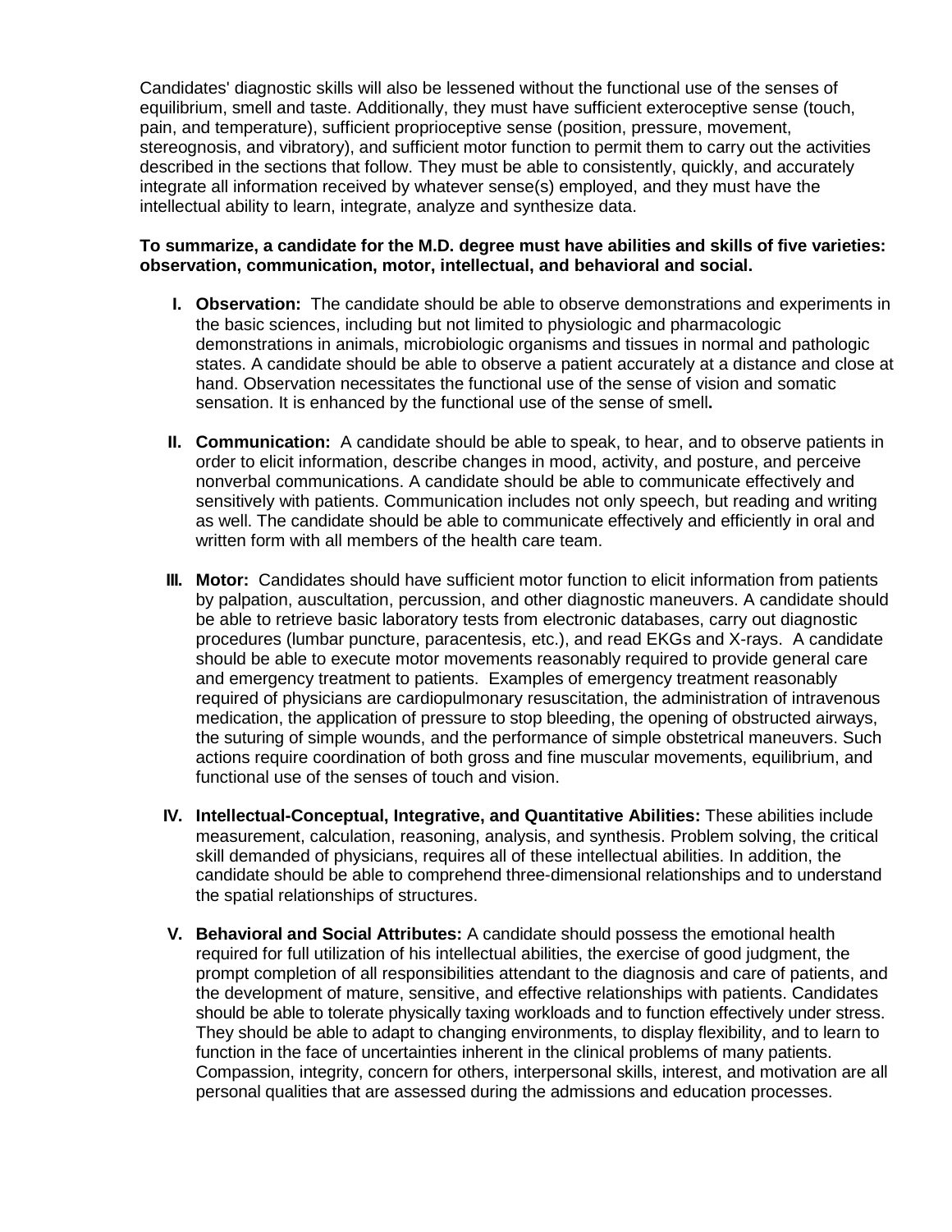Candidates' diagnostic skills will also be lessened without the functional use of the senses of equilibrium, smell and taste. Additionally, they must have sufficient exteroceptive sense (touch, pain, and temperature), sufficient proprioceptive sense (position, pressure, movement, stereognosis, and vibratory), and sufficient motor function to permit them to carry out the activities described in the sections that follow. They must be able to consistently, quickly, and accurately integrate all information received by whatever sense(s) employed, and they must have the intellectual ability to learn, integrate, analyze and synthesize data.

**To summarize, a candidate for the M.D. degree must have abilities and skills of five varieties: observation, communication, motor, intellectual, and behavioral and social.**

I. **Observation:** The candidate should be able to observe demonstrations and experiments in the basic sciences, including but not limited to physiologic and pharmacologic demonstrations in animals, microbiologic organisms and tissues in normal and pathologic states. A candidate should be able to observe a patient accurately at a distance and close at hand. Observation necessitates the functional use of the sense of vision and somatic sensation. It is enhanced by the functional use of the sense of smell**.**

II. **Communication:** A candidate should be able to speak, to hear, and to observe patients in order to elicit information, describe changes in mood, activity, and posture, and perceive nonverbal communications. A candidate should be able to communicate effectively and sensitively with patients. Communication includes not only speech, but reading and writing as well. The candidate should be able to communicate effectively and efficiently in oral and written form with all members of the health care team.

III. **Motor:** Candidates should have sufficient motor function to elicit information from patients by palpation, auscultation, percussion, and other diagnostic maneuvers. A candidate should be able to retrieve basic laboratory tests from electronic databases, carry out diagnostic procedures (lumbar puncture, paracentesis, etc.), and read EKGs and X-rays. A candidate should be able to execute motor movements reasonably required to provide general care and emergency treatment to patients. Examples of emergency treatment reasonably required of physicians are cardiopulmonary resuscitation, the administration of intravenous medication, the application of pressure to stop bleeding, the opening of obstructed airways, the suturing of simple wounds, and the performance of simple obstetrical maneuvers. Such actions require coordination of both gross and fine muscular movements, equilibrium, and functional use of the senses of touch and vision.

IV. **Intellectual-Conceptual, Integrative, and Quantitative Abilities:** These abilities include measurement, calculation, reasoning, analysis, and synthesis. Problem solving, the critical skill demanded of physicians, requires all of these intellectual abilities. In addition, the candidate should be able to comprehend three-dimensional relationships and to understand the spatial relationships of structures.

V. **Behavioral and Social Attributes:** A candidate should possess the emotional health required for full utilization of his intellectual abilities, the exercise of good judgment, the prompt completion of all responsibilities attendant to the diagnosis and care of patients, and the development of mature, sensitive, and effective relationships with patients. Candidates should be able to tolerate physically taxing workloads and to function effectively under stress. They should be able to adapt to changing environments, to display flexibility, and to learn to function in the face of uncertainties inherent in the clinical problems of many patients. Compassion, integrity, concern for others, interpersonal skills, interest, and motivation are all personal qualities that are assessed during the admissions and education processes.